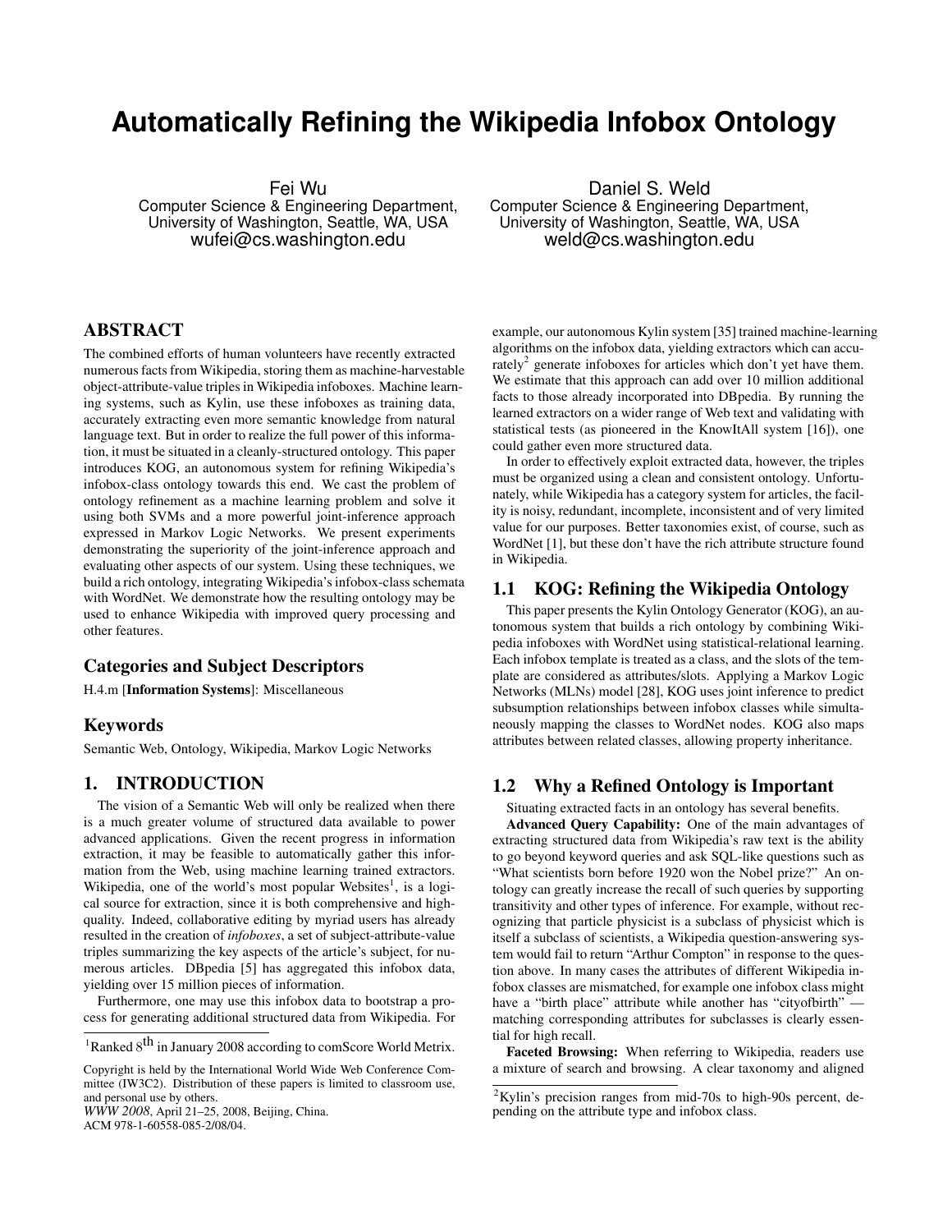# Automatically Refining the Wikipedia Infobox Ontology

Fei Wu
Computer Science & Engineering Department,
University of Washington, Seattle, WA, USA
wufei@cs.washington.edu

Daniel S. Weld
Computer Science & Engineering Department,
University of Washington, Seattle, WA, USA
weld@cs.washington.edu

## ABSTRACT

The combined efforts of human volunteers have recently extracted numerous facts from Wikipedia, storing them as machine-harvestable object-attribute-value triples in Wikipedia infoboxes. Machine learning systems, such as Kylin, use these infoboxes as training data, accurately extracting even more semantic knowledge from natural language text. But in order to realize the full power of this information, it must be situated in a cleanly-structured ontology. This paper introduces KOG, an autonomous system for refining Wikipedia's infobox-class ontology towards this end. We cast the problem of ontology refinement as a machine learning problem and solve it using both SVMs and a more powerful joint-inference approach expressed in Markov Logic Networks. We present experiments demonstrating the superiority of the joint-inference approach and evaluating other aspects of our system. Using these techniques, we build a rich ontology, integrating Wikipedia's infobox-class schemata with WordNet. We demonstrate how the resulting ontology may be used to enhance Wikipedia with improved query processing and other features.

### Categories and Subject Descriptors

H.4.m [**Information Systems**]: Miscellaneous

### Keywords

Semantic Web, Ontology, Wikipedia, Markov Logic Networks

## 1. INTRODUCTION

The vision of a Semantic Web will only be realized when there is a much greater volume of structured data available to power advanced applications. Given the recent progress in information extraction, it may be feasible to automatically gather this information from the Web, using machine learning trained extractors. Wikipedia, one of the world's most popular Websites[1], is a logical source for extraction, since it is both comprehensive and high-quality. Indeed, collaborative editing by myriad users has already resulted in the creation of *infoboxes*, a set of subject-attribute-value triples summarizing the key aspects of the article's subject, for numerous articles. DBpedia [5] has aggregated this infobox data, yielding over 15 million pieces of information.

Furthermore, one may use this infobox data to bootstrap a process for generating additional structured data from Wikipedia. For example, our autonomous Kylin system [35] trained machine-learning algorithms on the infobox data, yielding extractors which can accurately[2] generate infoboxes for articles which don't yet have them. We estimate that this approach can add over 10 million additional facts to those already incorporated into DBpedia. By running the learned extractors on a wider range of Web text and validating with statistical tests (as pioneered in the KnowItAll system [16]), one could gather even more structured data.

In order to effectively exploit extracted data, however, the triples must be organized using a clean and consistent ontology. Unfortunately, while Wikipedia has a category system for articles, the facility is noisy, redundant, incomplete, inconsistent and of very limited value for our purposes. Better taxonomies exist, of course, such as WordNet [1], but these don't have the rich attribute structure found in Wikipedia.

### 1.1 KOG: Refining the Wikipedia Ontology

This paper presents the Kylin Ontology Generator (KOG), an autonomous system that builds a rich ontology by combining Wikipedia infoboxes with WordNet using statistical-relational learning. Each infobox template is treated as a class, and the slots of the template are considered as attributes/slots. Applying a Markov Logic Networks (MLNs) model [28], KOG uses joint inference to predict subsumption relationships between infobox classes while simultaneously mapping the classes to WordNet nodes. KOG also maps attributes between related classes, allowing property inheritance.

### 1.2 Why a Refined Ontology is Important

Situating extracted facts in an ontology has several benefits.

**Advanced Query Capability:** One of the main advantages of extracting structured data from Wikipedia's raw text is the ability to go beyond keyword queries and ask SQL-like questions such as "What scientists born before 1920 won the Nobel prize?" An ontology can greatly increase the recall of such queries by supporting transitivity and other types of inference. For example, without recognizing that particle physicist is a subclass of physicist which is itself a subclass of scientists, a Wikipedia question-answering system would fail to return "Arthur Compton" in response to the question above. In many cases the attributes of different Wikipedia infobox classes are mismatched, for example one infobox class might have a "birth place" attribute while another has "cityofbirth" — matching corresponding attributes for subclasses is clearly essential for high recall.

**Faceted Browsing:** When referring to Wikipedia, readers use a mixture of search and browsing. A clear taxonomy and aligned

[1]Ranked 8th in January 2008 according to comScore World Metrix.

Copyright is held by the International World Wide Web Conference Committee (IW3C2). Distribution of these papers is limited to classroom use, and personal use by others.
*WWW 2008*, April 21–25, 2008, Beijing, China.
ACM 978-1-60558-085-2/08/04.

[2]Kylin's precision ranges from mid-70s to high-90s percent, depending on the attribute type and infobox class.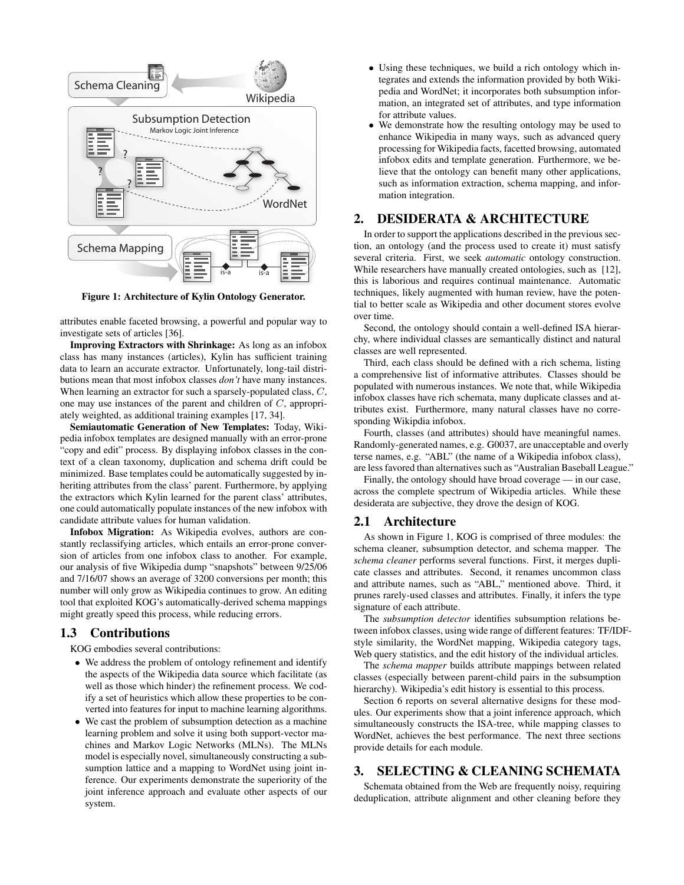Schema Cleaning

Wikipedia

Subsumption Detection

Markov Logic Joint Inference

WordNet

Schema Mapping

is-a

is-a

**Figure 1: Architecture of Kylin Ontology Generator.**

attributes enable faceted browsing, a powerful and popular way to investigate sets of articles [36].

**Improving Extractors with Shrinkage:** As long as an infobox class has many instances (articles), Kylin has sufficient training data to learn an accurate extractor. Unfortunately, long-tail distributions mean that most infobox classes *don't* have many instances. When learning an extractor for such a sparsely-populated class, $C$, one may use instances of the parent and children of $C$, appropriately weighted, as additional training examples [17, 34].

**Semiautomatic Generation of New Templates:** Today, Wikipedia infobox templates are designed manually with an error-prone "copy and edit" process. By displaying infobox classes in the context of a clean taxonomy, duplication and schema drift could be minimized. Base templates could be automatically suggested by inheriting attributes from the class' parent. Furthermore, by applying the extractors which Kylin learned for the parent class' attributes, one could automatically populate instances of the new infobox with candidate attribute values for human validation.

**Infobox Migration:** As Wikipedia evolves, authors are constantly reclassifying articles, which entails an error-prone conversion of articles from one infobox class to another. For example, our analysis of five Wikipedia dump "snapshots" between 9/25/06 and 7/16/07 shows an average of 3200 conversions per month; this number will only grow as Wikipedia continues to grow. An editing tool that exploited KOG's automatically-derived schema mappings might greatly speed this process, while reducing errors.

## 1.3 Contributions

KOG embodies several contributions:

- We address the problem of ontology refinement and identify the aspects of the Wikipedia data source which facilitate (as well as those which hinder) the refinement process. We codify a set of heuristics which allow these properties to be converted into features for input to machine learning algorithms.
- We cast the problem of subsumption detection as a machine learning problem and solve it using both support-vector machines and Markov Logic Networks (MLNs). The MLNs model is especially novel, simultaneously constructing a subsumption lattice and a mapping to WordNet using joint inference. Our experiments demonstrate the superiority of the joint inference approach and evaluate other aspects of our system.
- Using these techniques, we build a rich ontology which integrates and extends the information provided by both Wikipedia and WordNet; it incorporates both subsumption information, an integrated set of attributes, and type information for attribute values.
- We demonstrate how the resulting ontology may be used to enhance Wikipedia in many ways, such as advanced query processing for Wikipedia facts, facetted browsing, automated infobox edits and template generation. Furthermore, we believe that the ontology can benefit many other applications, such as information extraction, schema mapping, and information integration.

# 2. DESIDERATA & ARCHITECTURE

In order to support the applications described in the previous section, an ontology (and the process used to create it) must satisfy several criteria. First, we seek *automatic* ontology construction. While researchers have manually created ontologies, such as [12], this is laborious and requires continual maintenance. Automatic techniques, likely augmented with human review, have the potential to better scale as Wikipedia and other document stores evolve over time.

Second, the ontology should contain a well-defined ISA hierarchy, where individual classes are semantically distinct and natural classes are well represented.

Third, each class should be defined with a rich schema, listing a comprehensive list of informative attributes. Classes should be populated with numerous instances. We note that, while Wikipedia infobox classes have rich schemata, many duplicate classes and attributes exist. Furthermore, many natural classes have no corresponding Wikipdia infobox.

Fourth, classes (and attributes) should have meaningful names. Randomly-generated names, e.g. G0037, are unacceptable and overly terse names, e.g. "ABL" (the name of a Wikipedia infobox class), are less favored than alternatives such as "Australian Baseball League."

Finally, the ontology should have broad coverage — in our case, across the complete spectrum of Wikipedia articles. While these desiderata are subjective, they drove the design of KOG.

## 2.1 Architecture

As shown in Figure 1, KOG is comprised of three modules: the schema cleaner, subsumption detector, and schema mapper. The *schema cleaner* performs several functions. First, it merges duplicate classes and attributes. Second, it renames uncommon class and attribute names, such as "ABL," mentioned above. Third, it prunes rarely-used classes and attributes. Finally, it infers the type signature of each attribute.

The *subsumption detector* identifies subsumption relations between infobox classes, using wide range of different features: TF/IDF-style similarity, the WordNet mapping, Wikipedia category tags, Web query statistics, and the edit history of the individual articles.

The *schema mapper* builds attribute mappings between related classes (especially between parent-child pairs in the subsumption hierarchy). Wikipedia's edit history is essential to this process.

Section 6 reports on several alternative designs for these modules. Our experiments show that a joint inference approach, which simultaneously constructs the ISA-tree, while mapping classes to WordNet, achieves the best performance. The next three sections provide details for each module.

# 3. SELECTING & CLEANING SCHEMATA

Schemata obtained from the Web are frequently noisy, requiring deduplication, attribute alignment and other cleaning before they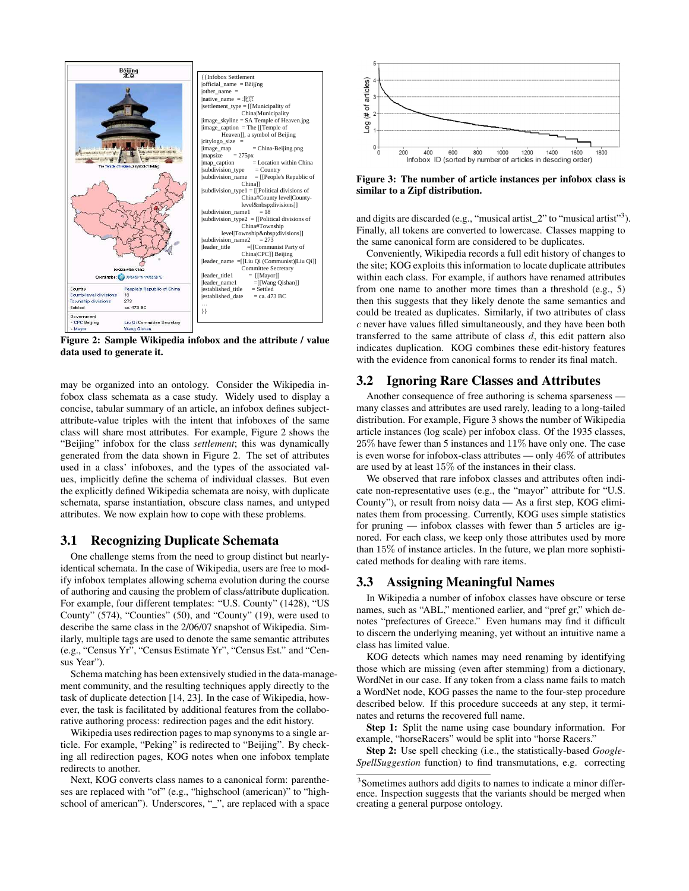```
{{Infobox Settlement
|official_name = Běijīng
|other_name =
|native_name = 北京
|settlement_type = [[Municipality of China|Municipality
|image_skyline = SA Temple of Heaven.jpg
|image_caption = The [[Temple of Heaven]], a symbol of Beijing
|citylogo_size =
|image_map = China-Beijing.png
|mapsize = 275px
|map_caption = Location within China
|subdivision_type = Country
|subdivision_name = [[People's Republic of China]]
|subdivision_type1 = [[Political divisions of China#County level|County-level&nbsp;divisions]]
|subdivision_name1 = 18
|subdivision_type2 = [[Political divisions of China#Township level|Township&nbsp;divisions]]
|subdivision_name2 = 273
|leader_title =[[Communist Party of China|CPC]] Beijing Committee Secretary
|leader_name =[[Liu Qi (Communist)|Liu Qi]]
|leader_title1 = [[Mayor]]
|leader_name1 =[[Wang Qishan]]
|established_title = Settled
|established_date = ca. 473 BC
...
}}
```

**Figure 2: Sample Wikipedia infobox and the attribute / value data used to generate it.**

may be organized into an ontology. Consider the Wikipedia infobox class schemata as a case study. Widely used to display a concise, tabular summary of an article, an infobox defines subject-attribute-value triples with the intent that infoboxes of the same class will share most attributes. For example, Figure 2 shows the "Beijing" infobox for the class *settlement*; this was dynamically generated from the data shown in Figure 2. The set of attributes used in a class' infoboxes, and the types of the associated values, implicitly define the schema of individual classes. But even the explicitly defined Wikipedia schemata are noisy, with duplicate schemata, sparse instantiation, obscure class names, and untyped attributes. We now explain how to cope with these problems.

## 3.1 Recognizing Duplicate Schemata

One challenge stems from the need to group distinct but nearly-identical schemata. In the case of Wikipedia, users are free to modify infobox templates allowing schema evolution during the course of authoring and causing the problem of class/attribute duplication. For example, four different templates: "U.S. County" (1428), "US County" (574), "Counties" (50), and "County" (19), were used to describe the same class in the 2/06/07 snapshot of Wikipedia. Similarly, multiple tags are used to denote the same semantic attributes (e.g., "Census Yr", "Census Estimate Yr", "Census Est." and "Census Year").

Schema matching has been extensively studied in the data-management community, and the resulting techniques apply directly to the task of duplicate detection [14, 23]. In the case of Wikipedia, however, the task is facilitated by additional features from the collaborative authoring process: redirection pages and the edit history.

Wikipedia uses redirection pages to map synonyms to a single article. For example, "Peking" is redirected to "Beijing". By checking all redirection pages, KOG notes when one infobox template redirects to another.

Next, KOG converts class names to a canonical form: parentheses are replaced with "of" (e.g., "highschool (american)" to "highschool of american"). Underscores, "_", are replaced with a space and digits are discarded (e.g., "musical artist_2" to "musical artist"[3]). Finally, all tokens are converted to lowercase. Classes mapping to the same canonical form are considered to be duplicates.

Conveniently, Wikipedia records a full edit history of changes to the site; KOG exploits this information to locate duplicate attributes within each class. For example, if authors have renamed attributes from one name to another more times than a threshold (e.g., 5) then this suggests that they likely denote the same semantics and could be treated as duplicates. Similarly, if two attributes of class $c$ never have values filled simultaneously, and they have been both transferred to the same attribute of class $d$, this edit pattern also indicates duplication. KOG combines these edit-history features with the evidence from canonical forms to render its final match.

**Figure 3: The number of article instances per infobox class is similar to a Zipf distribution.**

## 3.2 Ignoring Rare Classes and Attributes

Another consequence of free authoring is schema sparseness — many classes and attributes are used rarely, leading to a long-tailed distribution. For example, Figure 3 shows the number of Wikipedia article instances (log scale) per infobox class. Of the 1935 classes, 25% have fewer than 5 instances and 11% have only one. The case is even worse for infobox-class attributes — only 46% of attributes are used by at least 15% of the instances in their class.

We observed that rare infobox classes and attributes often indicate non-representative uses (e.g., the "mayor" attribute for "U.S. County"), or result from noisy data — As a first step, KOG eliminates them from processing. Currently, KOG uses simple statistics for pruning — infobox classes with fewer than 5 articles are ignored. For each class, we keep only those attributes used by more than 15% of instance articles. In the future, we plan more sophisticated methods for dealing with rare items.

## 3.3 Assigning Meaningful Names

In Wikipedia a number of infobox classes have obscure or terse names, such as "ABL," mentioned earlier, and "pref gr," which denotes "prefectures of Greece." Even humans may find it difficult to discern the underlying meaning, yet without an intuitive name a class has limited value.

KOG detects which names may need renaming by identifying those which are missing (even after stemming) from a dictionary, WordNet in our case. If any token from a class name fails to match a WordNet node, KOG passes the name to the four-step procedure described below. If this procedure succeeds at any step, it terminates and returns the recovered full name.

**Step 1:** Split the name using case boundary information. For example, "horseRacers" would be split into "horse Racers."

**Step 2:** Use spell checking (i.e., the statistically-based *GoogleSpellSuggestion* function) to find transmutations, e.g. correcting

[3]Sometimes authors add digits to names to indicate a minor difference. Inspection suggests that the variants should be merged when creating a general purpose ontology.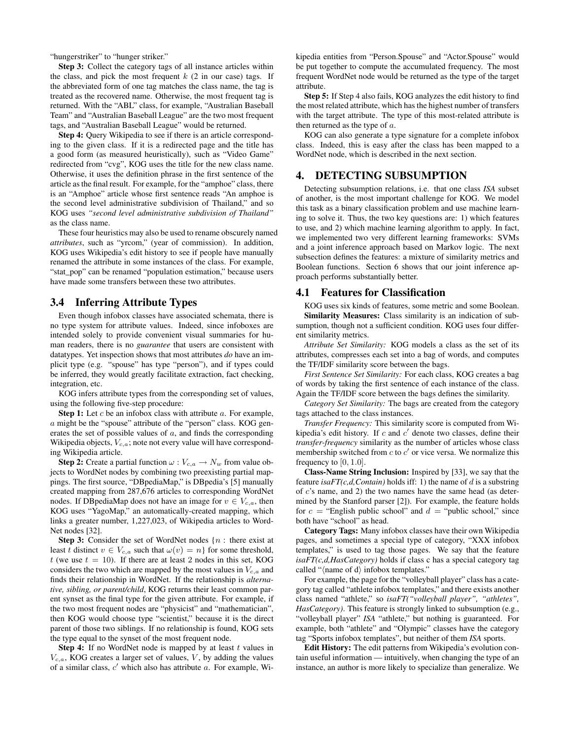"hungerstriker" to "hunger striker."

**Step 3:** Collect the category tags of all instance articles within the class, and pick the most frequent $k$ (2 in our case) tags. If the abbreviated form of one tag matches the class name, the tag is treated as the recovered name. Otherwise, the most frequent tag is returned. With the "ABL" class, for example, "Australian Baseball Team" and "Australian Baseball League" are the two most frequent tags, and "Australian Baseball League" would be returned.

**Step 4:** Query Wikipedia to see if there is an article corresponding to the given class. If it is a redirected page and the title has a good form (as measured heuristically), such as "Video Game" redirected from "cvg", KOG uses the title for the new class name. Otherwise, it uses the definition phrase in the first sentence of the article as the final result. For example, for the "amphoe" class, there is an "Amphoe" article whose first sentence reads "An amphoe is the second level administrative subdivision of Thailand," and so KOG uses *"second level administrative subdivision of Thailand"* as the class name.

These four heuristics may also be used to rename obscurely named *attributes*, such as "yrcom," (year of commission). In addition, KOG uses Wikipedia's edit history to see if people have manually renamed the attribute in some instances of the class. For example, "stat_pop" can be renamed "population estimation," because users have made some transfers between these two attributes.

## 3.4 Inferring Attribute Types

Even though infobox classes have associated schemata, there is no type system for attribute values. Indeed, since infoboxes are intended solely to provide convenient visual summaries for human readers, there is no *guarantee* that users are consistent with datatypes. Yet inspection shows that most attributes *do* have an implicit type (e.g. "spouse" has type "person"), and if types could be inferred, they would greatly facilitate extraction, fact checking, integration, etc.

KOG infers attribute types from the corresponding set of values, using the following five-step procedure:

**Step 1:** Let $c$ be an infobox class with attribute $a$. For example, $a$ might be the "spouse" attribute of the "person" class. KOG generates the set of possible values of $a$, and finds the corresponding Wikipedia objects, $V_{c,a}$; note not every value will have corresponding Wikipedia article.

**Step 2:** Create a partial function $\omega : V_{c,a} \rightarrow N_w$ from value objects to WordNet nodes by combining two preexisting partial mappings. The first source, "DBpediaMap," is DBpedia's [5] manually created mapping from 287,676 articles to corresponding WordNet nodes. If DBpediaMap does not have an image for $v \in V_{c,a}$, then KOG uses "YagoMap," an automatically-created mapping, which links a greater number, 1,227,023, of Wikipedia articles to WordNet nodes [32].

**Step 3:** Consider the set of WordNet nodes $\{n :$ there exist at least $t$ distinct $v \in V_{c,a}$ such that $\omega(v) = n\}$ for some threshold, $t$ (we use $t = 10$). If there are at least 2 nodes in this set, KOG considers the two which are mapped by the most values in $V_{c,a}$ and finds their relationship in WordNet. If the relationship is *alternative, sibling, or parent/child*, KOG returns their least common parent synset as the final type for the given attribute. For example, if the two most frequent nodes are "physicist" and "mathematician", then KOG would choose type "scientist," because it is the direct parent of those two siblings. If no relationship is found, KOG sets the type equal to the synset of the most frequent node.

**Step 4:** If no WordNet node is mapped by at least $t$ values in $V_{c,a}$, KOG creates a larger set of values, $V$, by adding the values of a similar class, $c'$ which also has attribute $a$. For example, Wikipedia entities from "Person.Spouse" and "Actor.Spouse" would be put together to compute the accumulated frequency. The most frequent WordNet node would be returned as the type of the target attribute.

**Step 5:** If Step 4 also fails, KOG analyzes the edit history to find the most related attribute, which has the highest number of transfers with the target attribute. The type of this most-related attribute is then returned as the type of $a$.

KOG can also generate a type signature for a complete infobox class. Indeed, this is easy after the class has been mapped to a WordNet node, which is described in the next section.

# 4. DETECTING SUBSUMPTION

Detecting subsumption relations, i.e. that one class *ISA* subset of another, is the most important challenge for KOG. We model this task as a binary classification problem and use machine learning to solve it. Thus, the two key questions are: 1) which features to use, and 2) which machine learning algorithm to apply. In fact, we implemented two very different learning frameworks: SVMs and a joint inference approach based on Markov logic. The next subsection defines the features: a mixture of similarity metrics and Boolean functions. Section 6 shows that our joint inference approach performs substantially better.

## 4.1 Features for Classification

KOG uses six kinds of features, some metric and some Boolean.

**Similarity Measures:** Class similarity is an indication of subsumption, though not a sufficient condition. KOG uses four different similarity metrics.

*Attribute Set Similarity:* KOG models a class as the set of its attributes, compresses each set into a bag of words, and computes the TF/IDF similarity score between the bags.

*First Sentence Set Similarity:* For each class, KOG creates a bag of words by taking the first sentence of each instance of the class. Again the TF/IDF score between the bags defines the similarity.

*Category Set Similarity:* The bags are created from the category tags attached to the class instances.

*Transfer Frequency:* This similarity score is computed from Wikipedia's edit history. If $c$ and $c'$ denote two classes, define their *transfer-frequency* similarity as the number of articles whose class membership switched from $c$ to $c'$ or vice versa. We normalize this frequency to $[0, 1.0]$.

**Class-Name String Inclusion:** Inspired by [33], we say that the feature *isaFT(c,d,Contain)* holds iff: 1) the name of $d$ is a substring of $c$'s name, and 2) the two names have the same head (as determined by the Stanford parser [2]). For example, the feature holds for $c$ = "English public school" and $d$ = "public school," since both have "school" as head.

**Category Tags:** Many infobox classes have their own Wikipedia pages, and sometimes a special type of category, "XXX infobox templates," is used to tag those pages. We say that the feature *isaFT(c,d,HasCategory)* holds if class c has a special category tag called "⟨name of d⟩ infobox templates."

For example, the page for the "volleyball player" class has a category tag called "athlete infobox templates," and there exists another class named "athlete," so *isaFT("volleyball player", "athletes", HasCategory)*. This feature is strongly linked to subsumption (e.g., "volleyball player" *ISA* "athlete," but nothing is guaranteed. For example, both "athlete" and "Olympic" classes have the category tag "Sports infobox templates", but neither of them *ISA* sports.

**Edit History:** The edit patterns from Wikipedia's evolution contain useful information — intuitively, when changing the type of an instance, an author is more likely to specialize than generalize. We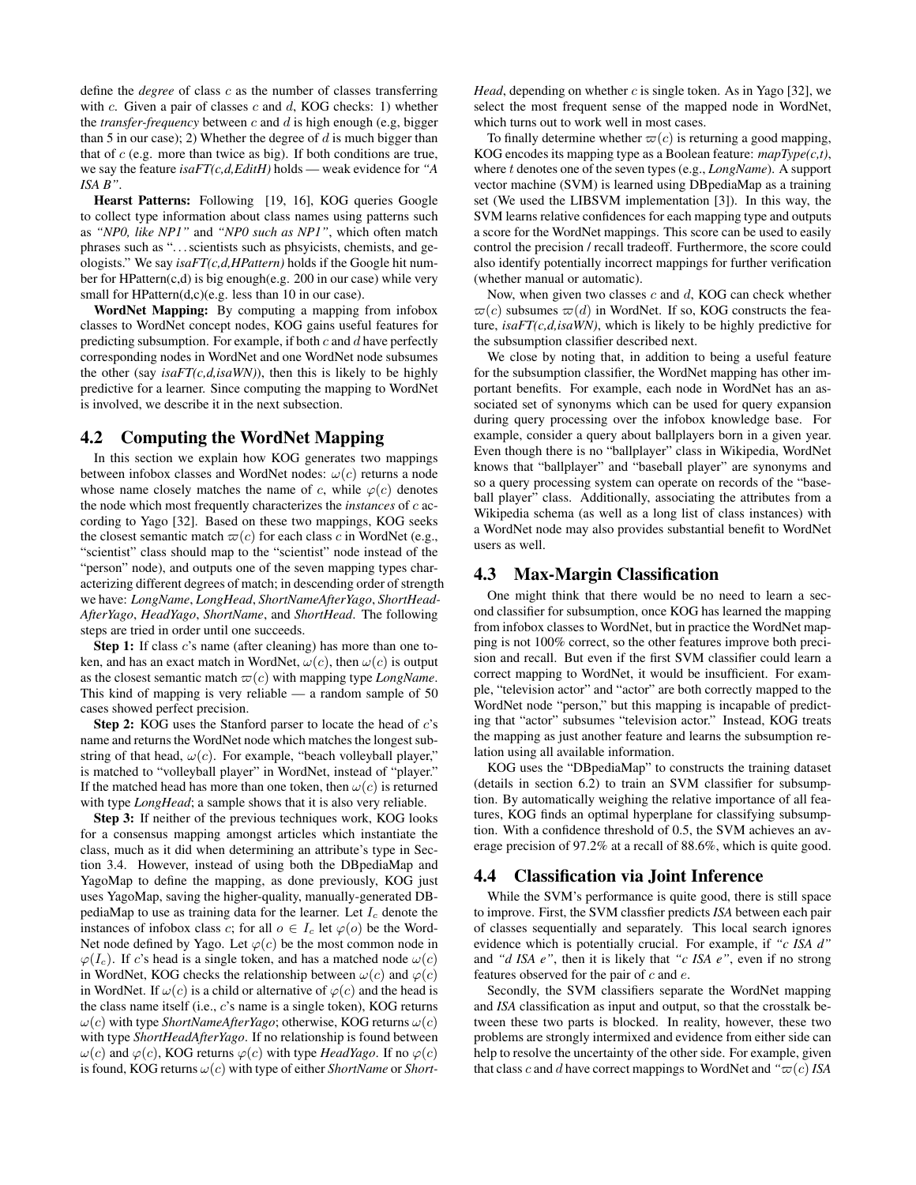define the *degree* of class $c$ as the number of classes transferring with $c$. Given a pair of classes $c$ and $d$, KOG checks: 1) whether the *transfer-frequency* between $c$ and $d$ is high enough (e.g, bigger than 5 in our case); 2) Whether the degree of $d$ is much bigger than that of $c$ (e.g. more than twice as big). If both conditions are true, we say the feature *isaFT(c,d,EditH)* holds — weak evidence for *"A ISA B"*.

**Hearst Patterns:** Following [19, 16], KOG queries Google to collect type information about class names using patterns such as *"NP0, like NP1"* and *"NP0 such as NP1"*, which often match phrases such as "…scientists such as phsyicists, chemists, and geologists." We say *isaFT(c,d,HPattern)* holds if the Google hit number for HPattern(c,d) is big enough(e.g. 200 in our case) while very small for HPattern(d,c)(e.g. less than 10 in our case).

**WordNet Mapping:** By computing a mapping from infobox classes to WordNet concept nodes, KOG gains useful features for predicting subsumption. For example, if both $c$ and $d$ have perfectly corresponding nodes in WordNet and one WordNet node subsumes the other (say *isaFT(c,d,isaWN)*), then this is likely to be highly predictive for a learner. Since computing the mapping to WordNet is involved, we describe it in the next subsection.

## 4.2 Computing the WordNet Mapping

In this section we explain how KOG generates two mappings between infobox classes and WordNet nodes: $\omega(c)$ returns a node whose name closely matches the name of $c$, while $\varphi(c)$ denotes the node which most frequently characterizes the *instances* of $c$ according to Yago [32]. Based on these two mappings, KOG seeks the closest semantic match $\varpi(c)$ for each class $c$ in WordNet (e.g., "scientist" class should map to the "scientist" node instead of the "person" node), and outputs one of the seven mapping types characterizing different degrees of match; in descending order of strength we have: *LongName*, *LongHead*, *ShortNameAfterYago*, *ShortHeadAfterYago*, *HeadYago*, *ShortName*, and *ShortHead*. The following steps are tried in order until one succeeds.

**Step 1:** If class $c$'s name (after cleaning) has more than one token, and has an exact match in WordNet, $\omega(c)$, then $\omega(c)$ is output as the closest semantic match $\varpi(c)$ with mapping type *LongName*. This kind of mapping is very reliable — a random sample of 50 cases showed perfect precision.

**Step 2:** KOG uses the Stanford parser to locate the head of $c$'s name and returns the WordNet node which matches the longest substring of that head, $\omega(c)$. For example, "beach volleyball player," is matched to "volleyball player" in WordNet, instead of "player." If the matched head has more than one token, then $\omega(c)$ is returned with type *LongHead*; a sample shows that it is also very reliable.

**Step 3:** If neither of the previous techniques work, KOG looks for a consensus mapping amongst articles which instantiate the class, much as it did when determining an attribute's type in Section 3.4. However, instead of using both the DBpediaMap and YagoMap to define the mapping, as done previously, KOG just uses YagoMap, saving the higher-quality, manually-generated DBpediaMap to use as training data for the learner. Let $I_c$ denote the instances of infobox class $c$; for all $o \in I_c$ let $\varphi(o)$ be the WordNet node defined by Yago. Let $\varphi(c)$ be the most common node in $\varphi(I_c)$. If $c$'s head is a single token, and has a matched node $\omega(c)$ in WordNet, KOG checks the relationship between $\omega(c)$ and $\varphi(c)$ in WordNet. If $\omega(c)$ is a child or alternative of $\varphi(c)$ and the head is the class name itself (i.e., $c$'s name is a single token), KOG returns $\omega(c)$ with type *ShortNameAfterYago*; otherwise, KOG returns $\omega(c)$ with type *ShortHeadAfterYago*. If no relationship is found between $\omega(c)$ and $\varphi(c)$, KOG returns $\varphi(c)$ with type *HeadYago*. If no $\varphi(c)$ is found, KOG returns $\omega(c)$ with type of either *ShortName* or *ShortHead*, depending on whether $c$ is single token. As in Yago [32], we select the most frequent sense of the mapped node in WordNet, which turns out to work well in most cases.

To finally determine whether $\varpi(c)$ is returning a good mapping, KOG encodes its mapping type as a Boolean feature: *mapType(c,t)*, where $t$ denotes one of the seven types (e.g., *LongName*). A support vector machine (SVM) is learned using DBpediaMap as a training set (We used the LIBSVM implementation [3]). In this way, the SVM learns relative confidences for each mapping type and outputs a score for the WordNet mappings. This score can be used to easily control the precision / recall tradeoff. Furthermore, the score could also identify potentially incorrect mappings for further verification (whether manual or automatic).

Now, when given two classes $c$ and $d$, KOG can check whether $\varpi(c)$ subsumes $\varpi(d)$ in WordNet. If so, KOG constructs the feature, *isaFT(c,d,isaWN)*, which is likely to be highly predictive for the subsumption classifier described next.

We close by noting that, in addition to being a useful feature for the subsumption classifier, the WordNet mapping has other important benefits. For example, each node in WordNet has an associated set of synonyms which can be used for query expansion during query processing over the infobox knowledge base. For example, consider a query about ballplayers born in a given year. Even though there is no "ballplayer" class in Wikipedia, WordNet knows that "ballplayer" and "baseball player" are synonyms and so a query processing system can operate on records of the "baseball player" class. Additionally, associating the attributes from a Wikipedia schema (as well as a long list of class instances) with a WordNet node may also provides substantial benefit to WordNet users as well.

## 4.3 Max-Margin Classification

One might think that there would be no need to learn a second classifier for subsumption, once KOG has learned the mapping from infobox classes to WordNet, but in practice the WordNet mapping is not 100% correct, so the other features improve both precision and recall. But even if the first SVM classifier could learn a correct mapping to WordNet, it would be insufficient. For example, "television actor" and "actor" are both correctly mapped to the WordNet node "person," but this mapping is incapable of predicting that "actor" subsumes "television actor." Instead, KOG treats the mapping as just another feature and learns the subsumption relation using all available information.

KOG uses the "DBpediaMap" to constructs the training dataset (details in section 6.2) to train an SVM classifier for subsumption. By automatically weighing the relative importance of all features, KOG finds an optimal hyperplane for classifying subsumption. With a confidence threshold of 0.5, the SVM achieves an average precision of 97.2% at a recall of 88.6%, which is quite good.

## 4.4 Classification via Joint Inference

While the SVM's performance is quite good, there is still space to improve. First, the SVM classfier predicts *ISA* between each pair of classes sequentially and separately. This local search ignores evidence which is potentially crucial. For example, if *"c ISA d"* and *"d ISA e"*, then it is likely that *"c ISA e"*, even if no strong features observed for the pair of $c$ and $e$.

Secondly, the SVM classifiers separate the WordNet mapping and *ISA* classification as input and output, so that the crosstalk between these two parts is blocked. In reality, however, these two problems are strongly intermixed and evidence from either side can help to resolve the uncertainty of the other side. For example, given that class $c$ and $d$ have correct mappings to WordNet and *"$\varpi(c)$ ISA*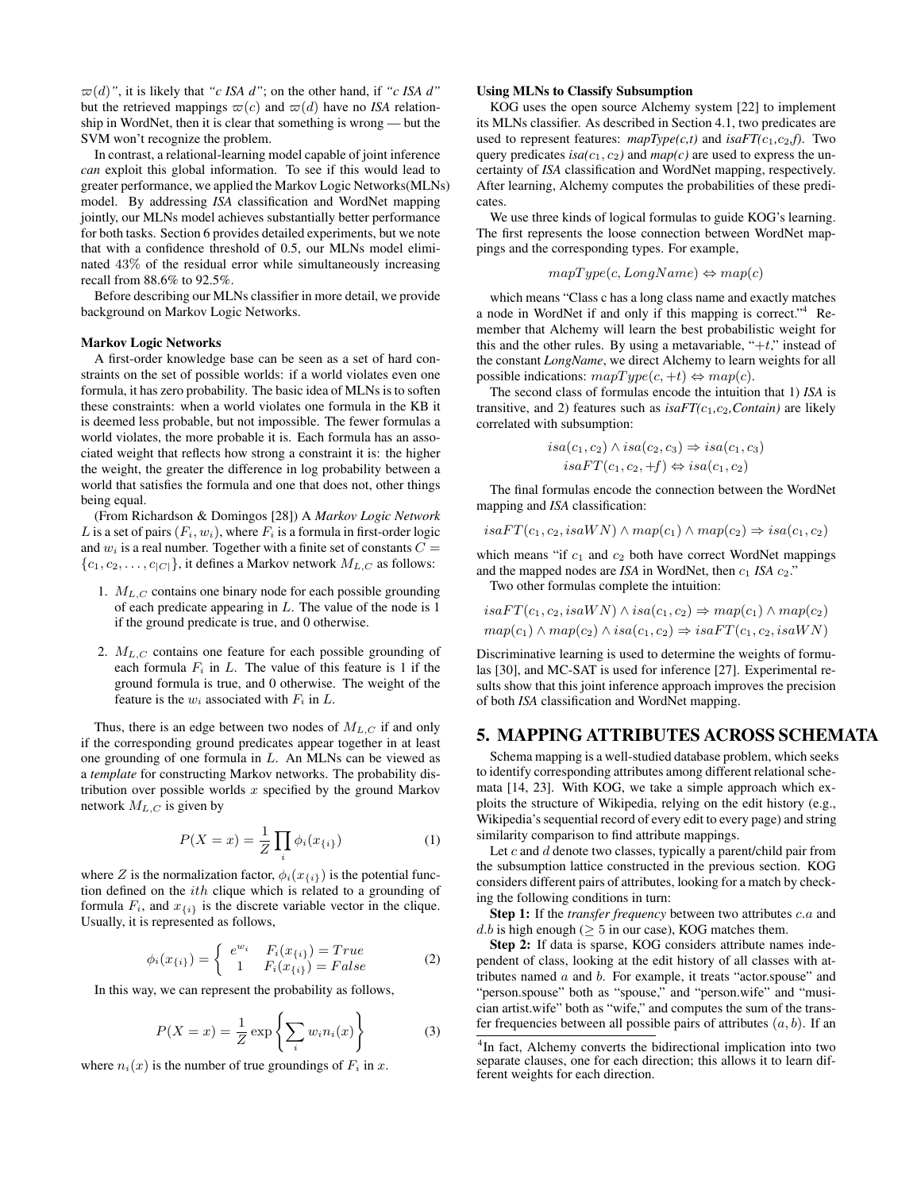$\varpi(d)$", it is likely that "*c ISA d*"; on the other hand, if "*c ISA d*" but the retrieved mappings $\varpi(c)$ and $\varpi(d)$ have no *ISA* relationship in WordNet, then it is clear that something is wrong — but the SVM won't recognize the problem.

In contrast, a relational-learning model capable of joint inference *can* exploit this global information. To see if this would lead to greater performance, we applied the Markov Logic Networks(MLNs) model. By addressing *ISA* classification and WordNet mapping jointly, our MLNs model achieves substantially better performance for both tasks. Section 6 provides detailed experiments, but we note that with a confidence threshold of 0.5, our MLNs model eliminated 43% of the residual error while simultaneously increasing recall from 88.6% to 92.5%.

Before describing our MLNs classifier in more detail, we provide background on Markov Logic Networks.

**Markov Logic Networks**

A first-order knowledge base can be seen as a set of hard constraints on the set of possible worlds: if a world violates even one formula, it has zero probability. The basic idea of MLNs is to soften these constraints: when a world violates one formula in the KB it is deemed less probable, but not impossible. The fewer formulas a world violates, the more probable it is. Each formula has an associated weight that reflects how strong a constraint it is: the higher the weight, the greater the difference in log probability between a world that satisfies the formula and one that does not, other things being equal.

(From Richardson & Domingos [28]) A *Markov Logic Network* $L$ is a set of pairs $(F_i, w_i)$, where $F_i$ is a formula in first-order logic and $w_i$ is a real number. Together with a finite set of constants $C = \{c_1, c_2, \ldots, c_{|C|}\}$, it defines a Markov network $M_{L,C}$ as follows:

1. $M_{L,C}$ contains one binary node for each possible grounding of each predicate appearing in $L$. The value of the node is 1 if the ground predicate is true, and 0 otherwise.
2. $M_{L,C}$ contains one feature for each possible grounding of each formula $F_i$ in $L$. The value of this feature is 1 if the ground formula is true, and 0 otherwise. The weight of the feature is the $w_i$ associated with $F_i$ in $L$.

Thus, there is an edge between two nodes of $M_{L,C}$ if and only if the corresponding ground predicates appear together in at least one grounding of one formula in $L$. An MLNs can be viewed as a *template* for constructing Markov networks. The probability distribution over possible worlds $x$ specified by the ground Markov network $M_{L,C}$ is given by

$$P(X = x) = \frac{1}{Z}\prod_i \phi_i(x_{\{i\}}) \tag{1}$$

where $Z$ is the normalization factor, $\phi_i(x_{\{i\}})$ is the potential function defined on the $ith$ clique which is related to a grounding of formula $F_i$, and $x_{\{i\}}$ is the discrete variable vector in the clique. Usually, it is represented as follows,

$$\phi_i(x_{\{i\}}) = \begin{cases} e^{w_i} & F_i(x_{\{i\}}) = True \\ 1 & F_i(x_{\{i\}}) = False \end{cases} \tag{2}$$

In this way, we can represent the probability as follows,

$$P(X = x) = \frac{1}{Z}\exp\left\{\sum_i w_i n_i(x)\right\} \tag{3}$$

where $n_i(x)$ is the number of true groundings of $F_i$ in $x$.

**Using MLNs to Classify Subsumption**

KOG uses the open source Alchemy system [22] to implement its MLNs classifier. As described in Section 4.1, two predicates are used to represent features: *mapType(c,t)* and *isaFT($c_1$,$c_2$,f)*. Two query predicates *isa($c_1$, $c_2$)* and *map(c)* are used to express the uncertainty of *ISA* classification and WordNet mapping, respectively. After learning, Alchemy computes the probabilities of these predicates.

We use three kinds of logical formulas to guide KOG's learning. The first represents the loose connection between WordNet mappings and the corresponding types. For example,

$$mapType(c, LongName) \Leftrightarrow map(c)$$

which means "Class c has a long class name and exactly matches a node in WordNet if and only if this mapping is correct."[4] Remember that Alchemy will learn the best probabilistic weight for this and the other rules. By using a metavariable, "$+t$," instead of the constant *LongName*, we direct Alchemy to learn weights for all possible indications: $mapType(c, +t) \Leftrightarrow map(c)$.

The second class of formulas encode the intuition that 1) *ISA* is transitive, and 2) features such as *isaFT($c_1$,$c_2$,Contain)* are likely correlated with subsumption:

$$isa(c_1, c_2) \wedge isa(c_2, c_3) \Rightarrow isa(c_1, c_3)$$
$$isaFT(c_1, c_2, +f) \Leftrightarrow isa(c_1, c_2)$$

The final formulas encode the connection between the WordNet mapping and *ISA* classification:

$$isaFT(c_1, c_2, isaWN) \wedge map(c_1) \wedge map(c_2) \Rightarrow isa(c_1, c_2)$$

which means "if $c_1$ and $c_2$ both have correct WordNet mappings and the mapped nodes are *ISA* in WordNet, then $c_1$ *ISA* $c_2$."

Two other formulas complete the intuition:

$$isaFT(c_1, c_2, isaWN) \wedge isa(c_1, c_2) \Rightarrow map(c_1) \wedge map(c_2)$$
$$map(c_1) \wedge map(c_2) \wedge isa(c_1, c_2) \Rightarrow isaFT(c_1, c_2, isaWN)$$

Discriminative learning is used to determine the weights of formulas [30], and MC-SAT is used for inference [27]. Experimental results show that this joint inference approach improves the precision of both *ISA* classification and WordNet mapping.

# 5. MAPPING ATTRIBUTES ACROSS SCHEMATA

Schema mapping is a well-studied database problem, which seeks to identify corresponding attributes among different relational schemata [14, 23]. With KOG, we take a simple approach which exploits the structure of Wikipedia, relying on the edit history (e.g., Wikipedia's sequential record of every edit to every page) and string similarity comparison to find attribute mappings.

Let $c$ and $d$ denote two classes, typically a parent/child pair from the subsumption lattice constructed in the previous section. KOG considers different pairs of attributes, looking for a match by checking the following conditions in turn:

**Step 1:** If the *transfer frequency* between two attributes $c.a$ and $d.b$ is high enough ($\geq 5$ in our case), KOG matches them.

**Step 2:** If data is sparse, KOG considers attribute names independent of class, looking at the edit history of all classes with attributes named $a$ and $b$. For example, it treats "actor.spouse" and "person.spouse" both as "spouse," and "person.wife" and "musician artist.wife" both as "wife," and computes the sum of the transfer frequencies between all possible pairs of attributes $(a, b)$. If an

[4] In fact, Alchemy converts the bidirectional implication into two separate clauses, one for each direction; this allows it to learn different weights for each direction.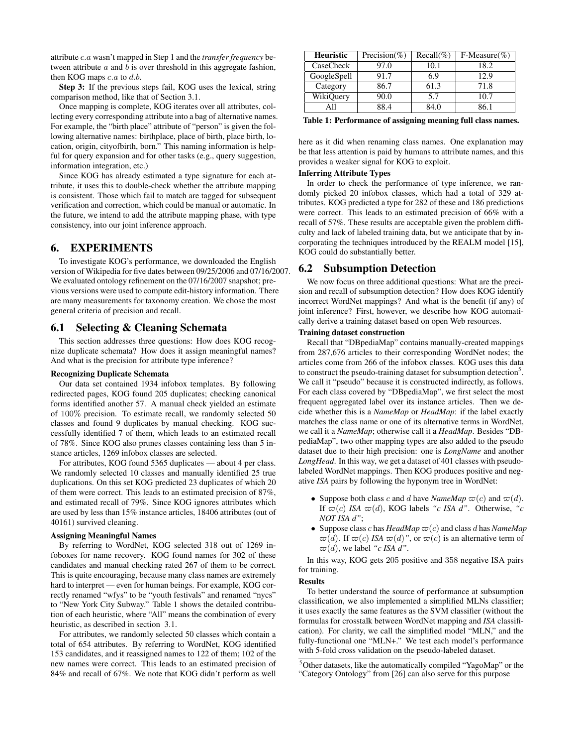attribute $c.a$ wasn't mapped in Step 1 and the *transfer frequency* between attribute $a$ and $b$ is over threshold in this aggregate fashion, then KOG maps $c.a$ to $d.b$.

**Step 3:** If the previous steps fail, KOG uses the lexical, string comparison method, like that of Section 3.1.

Once mapping is complete, KOG iterates over all attributes, collecting every corresponding attribute into a bag of alternative names. For example, the "birth place" attribute of "person" is given the following alternative names: birthplace, place of birth, place birth, location, origin, cityofbirth, born." This naming information is helpful for query expansion and for other tasks (e.g., query suggestion, information integration, etc.)

Since KOG has already estimated a type signature for each attribute, it uses this to double-check whether the attribute mapping is consistent. Those which fail to match are tagged for subsequent verification and correction, which could be manual or automatic. In the future, we intend to add the attribute mapping phase, with type consistency, into our joint inference approach.

# 6. EXPERIMENTS

To investigate KOG's performance, we downloaded the English version of Wikipedia for five dates between 09/25/2006 and 07/16/2007. We evaluated ontology refinement on the 07/16/2007 snapshot; previous versions were used to compute edit-history information. There are many measurements for taxonomy creation. We chose the most general criteria of precision and recall.

## 6.1 Selecting & Cleaning Schemata

This section addresses three questions: How does KOG recognize duplicate schemata? How does it assign meaningful names? And what is the precision for attribute type inference?

**Recognizing Duplicate Schemata**

Our data set contained 1934 infobox templates. By following redirected pages, KOG found 205 duplicates; checking canonical forms identified another 57. A manual check yielded an estimate of $100\%$ precision. To estimate recall, we randomly selected 50 classes and found 9 duplicates by manual checking. KOG successfully identified 7 of them, which leads to an estimated recall of 78%. Since KOG also prunes classes containing less than 5 instance articles, 1269 infobox classes are selected.

For attributes, KOG found 5365 duplicates — about 4 per class. We randomly selected 10 classes and manually identified 25 true duplications. On this set KOG predicted 23 duplicates of which 20 of them were correct. This leads to an estimated precision of 87%, and estimated recall of 79%. Since KOG ignores attributes which are used by less than 15% instance articles, 18406 attributes (out of 40161) survived cleaning.

**Assigning Meaningful Names**

By referring to WordNet, KOG selected 318 out of 1269 infoboxes for name recovery. KOG found names for 302 of these candidates and manual checking rated 267 of them to be correct. This is quite encouraging, because many class names are extremely hard to interpret — even for human beings. For example, KOG correctly renamed "wfys" to be "youth festivals" and renamed "nycs" to "New York City Subway." Table 1 shows the detailed contribution of each heuristic, where "All" means the combination of every heuristic, as described in section 3.1.

For attributes, we randomly selected 50 classes which contain a total of 654 attributes. By referring to WordNet, KOG identified 153 candidates, and it reassigned names to 122 of them; 102 of the new names were correct. This leads to an estimated precision of 84% and recall of 67%. We note that KOG didn't perform as well here as it did when renaming class names. One explanation may be that less attention is paid by humans to attribute names, and this provides a weaker signal for KOG to exploit.

| Heuristic | Precision(%) | Recall(%) | F-Measure(%) |
|---|---|---|---|
| CaseCheck | 97.0 | 10.1 | 18.2 |
| GoogleSpell | 91.7 | 6.9 | 12.9 |
| Category | 86.7 | 61.3 | 71.8 |
| WikiQuery | 90.0 | 5.7 | 10.7 |
| All | 88.4 | 84.0 | 86.1 |

**Table 1: Performance of assigning meaning full class names.**

**Inferring Attribute Types**

In order to check the performance of type inference, we randomly picked 20 infobox classes, which had a total of 329 attributes. KOG predicted a type for 282 of these and 186 predictions were correct. This leads to an estimated precision of 66% with a recall of 57%. These results are acceptable given the problem difficulty and lack of labeled training data, but we anticipate that by incorporating the techniques introduced by the REALM model [15], KOG could do substantially better.

## 6.2 Subsumption Detection

We now focus on three additional questions: What are the precision and recall of subsumption detection? How does KOG identify incorrect WordNet mappings? And what is the benefit (if any) of joint inference? First, however, we describe how KOG automatically derive a training dataset based on open Web resources.

**Training dataset construction**

Recall that "DBpediaMap" contains manually-created mappings from 287,676 articles to their corresponding WordNet nodes; the articles come from 266 of the infobox classes. KOG uses this data to construct the pseudo-training dataset for subsumption detection[5]. We call it "pseudo" because it is constructed indirectly, as follows. For each class covered by "DBpediaMap", we first select the most frequent aggregated label over its instance articles. Then we decide whether this is a *NameMap* or *HeadMap*: if the label exactly matches the class name or one of its alternative terms in WordNet, we call it a *NameMap*; otherwise call it a *HeadMap*. Besides "DBpediaMap", two other mapping types are also added to the pseudo dataset due to their high precision: one is *LongName* and another *LongHead*. In this way, we get a dataset of 401 classes with pseudo-labeled WordNet mappings. Then KOG produces positive and negative *ISA* pairs by following the hyponym tree in WordNet:

- Suppose both class $c$ and $d$ have *NameMap* $\varpi(c)$ and $\varpi(d)$. If $\varpi(c)$ *ISA* $\varpi(d)$, KOG labels *"c ISA d"*. Otherwise, *"c NOT ISA d"*;
- Suppose class $c$ has *HeadMap* $\varpi(c)$ and class $d$ has *NameMap* $\varpi(d)$. If $\varpi(c)$ *ISA* $\varpi(d)$*"*, or $\varpi(c)$ is an alternative term of $\varpi(d)$, we label *"c ISA d"*.

In this way, KOG gets 205 positive and 358 negative ISA pairs for training.

**Results**

To better understand the source of performance at subsumption classification, we also implemented a simplified MLNs classifier; it uses exactly the same features as the SVM classifier (without the formulas for crosstalk between WordNet mapping and *ISA* classification). For clarity, we call the simplified model "MLN," and the fully-functional one "MLN+." We test each model's performance with 5-fold cross validation on the pseudo-labeled dataset.

[5]Other datasets, like the automatically compiled "YagoMap" or the "Category Ontology" from [26] can also serve for this purpose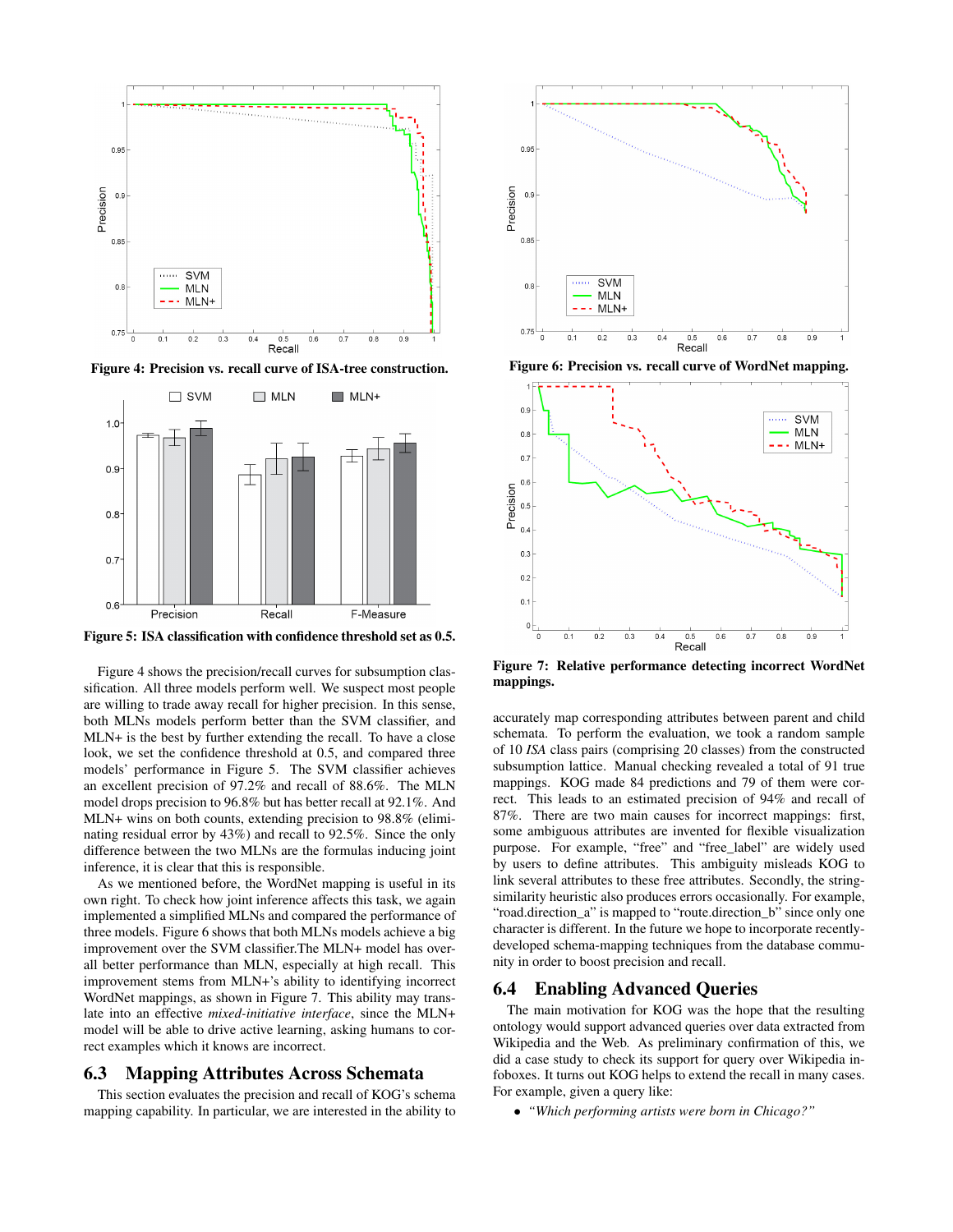Figure 4: Precision vs. recall curve of ISA-tree construction.

Figure 5: ISA classification with confidence threshold set as 0.5.

Figure 4 shows the precision/recall curves for subsumption classification. All three models perform well. We suspect most people are willing to trade away recall for higher precision. In this sense, both MLNs models perform better than the SVM classifier, and MLN+ is the best by further extending the recall. To have a close look, we set the confidence threshold at 0.5, and compared three models' performance in Figure 5. The SVM classifier achieves an excellent precision of 97.2% and recall of 88.6%. The MLN model drops precision to 96.8% but has better recall at 92.1%. And MLN+ wins on both counts, extending precision to 98.8% (eliminating residual error by 43%) and recall to 92.5%. Since the only difference between the two MLNs are the formulas inducing joint inference, it is clear that this is responsible.

As we mentioned before, the WordNet mapping is useful in its own right. To check how joint inference affects this task, we again implemented a simplified MLNs and compared the performance of three models. Figure 6 shows that both MLNs models achieve a big improvement over the SVM classifier.The MLN+ model has overall better performance than MLN, especially at high recall. This improvement stems from MLN+'s ability to identifying incorrect WordNet mappings, as shown in Figure 7. This ability may translate into an effective *mixed-initiative interface*, since the MLN+ model will be able to drive active learning, asking humans to correct examples which it knows are incorrect.

## 6.3 Mapping Attributes Across Schemata

This section evaluates the precision and recall of KOG's schema mapping capability. In particular, we are interested in the ability to

Figure 6: Precision vs. recall curve of WordNet mapping.

Figure 7: Relative performance detecting incorrect WordNet mappings.

accurately map corresponding attributes between parent and child schemata. To perform the evaluation, we took a random sample of 10 *ISA* class pairs (comprising 20 classes) from the constructed subsumption lattice. Manual checking revealed a total of 91 true mappings. KOG made 84 predictions and 79 of them were correct. This leads to an estimated precision of 94% and recall of 87%. There are two main causes for incorrect mappings: first, some ambiguous attributes are invented for flexible visualization purpose. For example, "free" and "free_label" are widely used by users to define attributes. This ambiguity misleads KOG to link several attributes to these free attributes. Secondly, the string-similarity heuristic also produces errors occasionally. For example, "road.direction_a" is mapped to "route.direction_b" since only one character is different. In the future we hope to incorporate recently-developed schema-mapping techniques from the database community in order to boost precision and recall.

## 6.4 Enabling Advanced Queries

The main motivation for KOG was the hope that the resulting ontology would support advanced queries over data extracted from Wikipedia and the Web. As preliminary confirmation of this, we did a case study to check its support for query over Wikipedia infoboxes. It turns out KOG helps to extend the recall in many cases. For example, given a query like:

- *"Which performing artists were born in Chicago?"*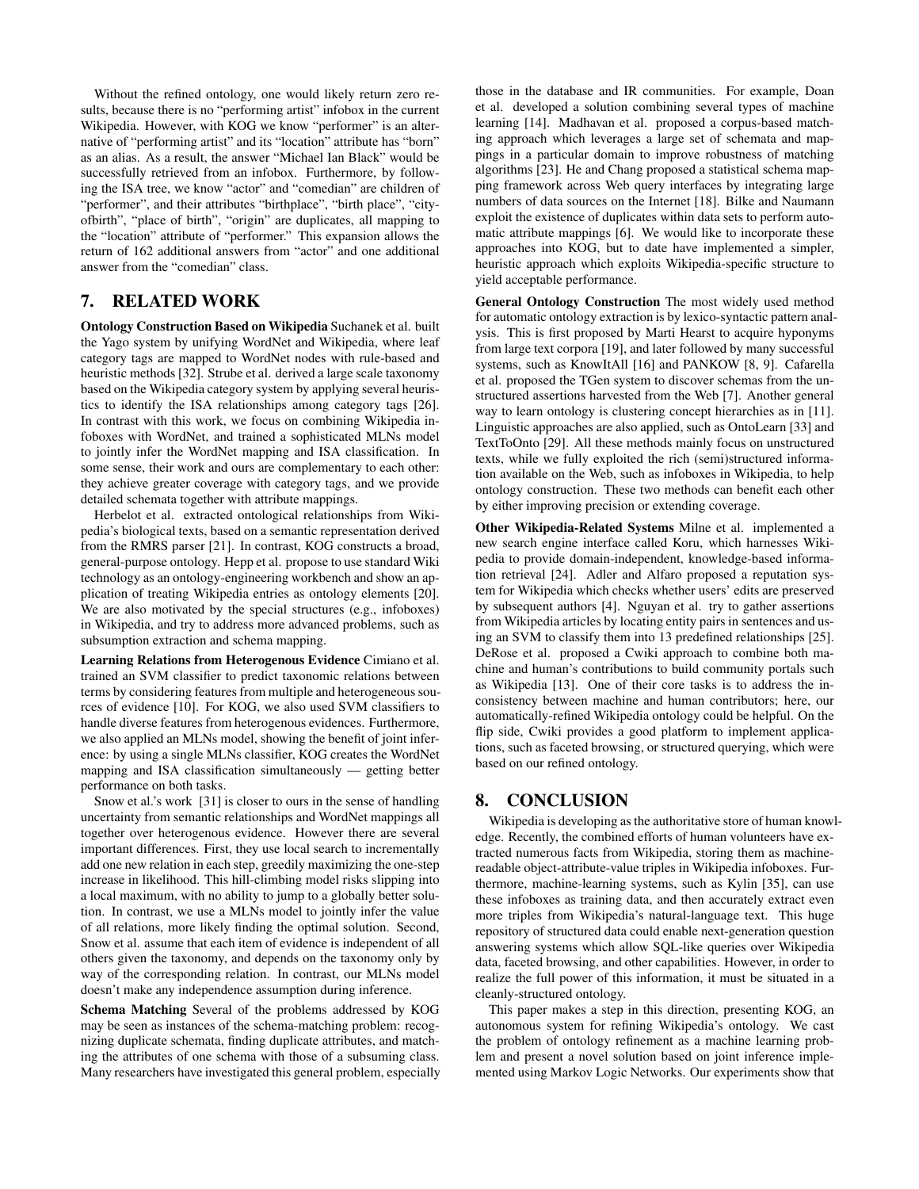Without the refined ontology, one would likely return zero results, because there is no "performing artist" infobox in the current Wikipedia. However, with KOG we know "performer" is an alternative of "performing artist" and its "location" attribute has "born" as an alias. As a result, the answer "Michael Ian Black" would be successfully retrieved from an infobox. Furthermore, by following the ISA tree, we know "actor" and "comedian" are children of "performer", and their attributes "birthplace", "birth place", "cityofbirth", "place of birth", "origin" are duplicates, all mapping to the "location" attribute of "performer." This expansion allows the return of 162 additional answers from "actor" and one additional answer from the "comedian" class.

## 7. RELATED WORK

**Ontology Construction Based on Wikipedia** Suchanek et al. built the Yago system by unifying WordNet and Wikipedia, where leaf category tags are mapped to WordNet nodes with rule-based and heuristic methods [32]. Strube et al. derived a large scale taxonomy based on the Wikipedia category system by applying several heuristics to identify the ISA relationships among category tags [26]. In contrast with this work, we focus on combining Wikipedia infoboxes with WordNet, and trained a sophisticated MLNs model to jointly infer the WordNet mapping and ISA classification. In some sense, their work and ours are complementary to each other: they achieve greater coverage with category tags, and we provide detailed schemata together with attribute mappings.

Herbelot et al. extracted ontological relationships from Wikipedia's biological texts, based on a semantic representation derived from the RMRS parser [21]. In contrast, KOG constructs a broad, general-purpose ontology. Hepp et al. propose to use standard Wiki technology as an ontology-engineering workbench and show an application of treating Wikipedia entries as ontology elements [20]. We are also motivated by the special structures (e.g., infoboxes) in Wikipedia, and try to address more advanced problems, such as subsumption extraction and schema mapping.

**Learning Relations from Heterogenous Evidence** Cimiano et al. trained an SVM classifier to predict taxonomic relations between terms by considering features from multiple and heterogeneous sources of evidence [10]. For KOG, we also used SVM classifiers to handle diverse features from heterogenous evidences. Furthermore, we also applied an MLNs model, showing the benefit of joint inference: by using a single MLNs classifier, KOG creates the WordNet mapping and ISA classification simultaneously — getting better performance on both tasks.

Snow et al.'s work [31] is closer to ours in the sense of handling uncertainty from semantic relationships and WordNet mappings all together over heterogenous evidence. However there are several important differences. First, they use local search to incrementally add one new relation in each step, greedily maximizing the one-step increase in likelihood. This hill-climbing model risks slipping into a local maximum, with no ability to jump to a globally better solution. In contrast, we use a MLNs model to jointly infer the value of all relations, more likely finding the optimal solution. Second, Snow et al. assume that each item of evidence is independent of all others given the taxonomy, and depends on the taxonomy only by way of the corresponding relation. In contrast, our MLNs model doesn't make any independence assumption during inference.

**Schema Matching** Several of the problems addressed by KOG may be seen as instances of the schema-matching problem: recognizing duplicate schemata, finding duplicate attributes, and matching the attributes of one schema with those of a subsuming class. Many researchers have investigated this general problem, especially those in the database and IR communities. For example, Doan et al. developed a solution combining several types of machine learning [14]. Madhavan et al. proposed a corpus-based matching approach which leverages a large set of schemata and mappings in a particular domain to improve robustness of matching algorithms [23]. He and Chang proposed a statistical schema mapping framework across Web query interfaces by integrating large numbers of data sources on the Internet [18]. Bilke and Naumann exploit the existence of duplicates within data sets to perform automatic attribute mappings [6]. We would like to incorporate these approaches into KOG, but to date have implemented a simpler, heuristic approach which exploits Wikipedia-specific structure to yield acceptable performance.

**General Ontology Construction** The most widely used method for automatic ontology extraction is by lexico-syntactic pattern analysis. This is first proposed by Marti Hearst to acquire hyponyms from large text corpora [19], and later followed by many successful systems, such as KnowItAll [16] and PANKOW [8, 9]. Cafarella et al. proposed the TGen system to discover schemas from the unstructured assertions harvested from the Web [7]. Another general way to learn ontology is clustering concept hierarchies as in [11]. Linguistic approaches are also applied, such as OntoLearn [33] and TextToOnto [29]. All these methods mainly focus on unstructured texts, while we fully exploited the rich (semi)structured information available on the Web, such as infoboxes in Wikipedia, to help ontology construction. These two methods can benefit each other by either improving precision or extending coverage.

**Other Wikipedia-Related Systems** Milne et al. implemented a new search engine interface called Koru, which harnesses Wikipedia to provide domain-independent, knowledge-based information retrieval [24]. Adler and Alfaro proposed a reputation system for Wikipedia which checks whether users' edits are preserved by subsequent authors [4]. Nguyan et al. try to gather assertions from Wikipedia articles by locating entity pairs in sentences and using an SVM to classify them into 13 predefined relationships [25]. DeRose et al. proposed a Cwiki approach to combine both machine and human's contributions to build community portals such as Wikipedia [13]. One of their core tasks is to address the inconsistency between machine and human contributors; here, our automatically-refined Wikipedia ontology could be helpful. On the flip side, Cwiki provides a good platform to implement applications, such as faceted browsing, or structured querying, which were based on our refined ontology.

## 8. CONCLUSION

Wikipedia is developing as the authoritative store of human knowledge. Recently, the combined efforts of human volunteers have extracted numerous facts from Wikipedia, storing them as machine-readable object-attribute-value triples in Wikipedia infoboxes. Furthermore, machine-learning systems, such as Kylin [35], can use these infoboxes as training data, and then accurately extract even more triples from Wikipedia's natural-language text. This huge repository of structured data could enable next-generation question answering systems which allow SQL-like queries over Wikipedia data, faceted browsing, and other capabilities. However, in order to realize the full power of this information, it must be situated in a cleanly-structured ontology.

This paper makes a step in this direction, presenting KOG, an autonomous system for refining Wikipedia's ontology. We cast the problem of ontology refinement as a machine learning problem and present a novel solution based on joint inference implemented using Markov Logic Networks. Our experiments show that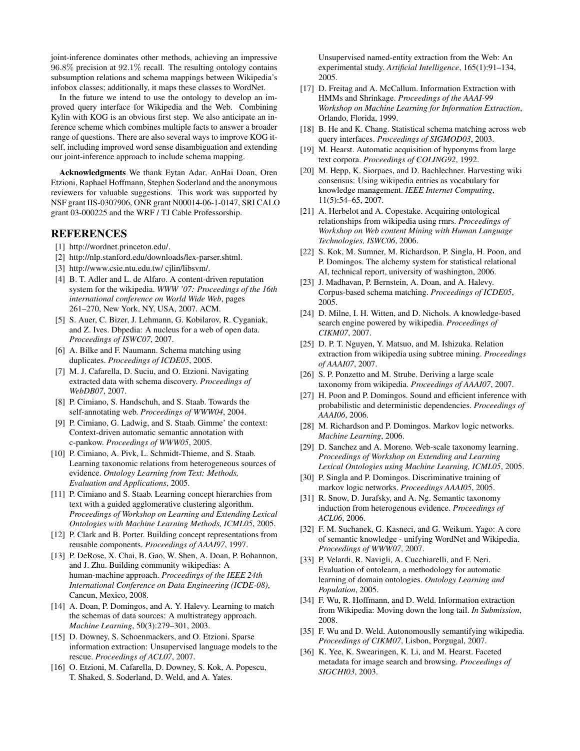joint-inference dominates other methods, achieving an impressive $96.8\%$ precision at $92.1\%$ recall. The resulting ontology contains subsumption relations and schema mappings between Wikipedia's infobox classes; additionally, it maps these classes to WordNet.

In the future we intend to use the ontology to develop an improved query interface for Wikipedia and the Web. Combining Kylin with KOG is an obvious first step. We also anticipate an inference scheme which combines multiple facts to answer a broader range of questions. There are also several ways to improve KOG itself, including improved word sense disambiguation and extending our joint-inference approach to include schema mapping.

**Acknowledgments** We thank Eytan Adar, AnHai Doan, Oren Etzioni, Raphael Hoffmann, Stephen Soderland and the anonymous reviewers for valuable suggestions. This work was supported by NSF grant IIS-0307906, ONR grant N00014-06-1-0147, SRI CALO grant 03-000225 and the WRF / TJ Cable Professorship.

## REFERENCES

[1] http://wordnet.princeton.edu/.

[2] http://nlp.stanford.edu/downloads/lex-parser.shtml.

[3] http://www.csie.ntu.edu.tw/ cjlin/libsvm/.

[4] B. T. Adler and L. de Alfaro. A content-driven reputation system for the wikipedia. *WWW '07: Proceedings of the 16th international conference on World Wide Web*, pages 261–270, New York, NY, USA, 2007. ACM.

[5] S. Auer, C. Bizer, J. Lehmann, G. Kobilarov, R. Cyganiak, and Z. Ives. Dbpedia: A nucleus for a web of open data. *Proceedings of ISWC07*, 2007.

[6] A. Bilke and F. Naumann. Schema matching using duplicates. *Proceedings of ICDE05*, 2005.

[7] M. J. Cafarella, D. Suciu, and O. Etzioni. Navigating extracted data with schema discovery. *Proceedings of WebDB07*, 2007.

[8] P. Cimiano, S. Handschuh, and S. Staab. Towards the self-annotating web. *Proceedings of WWW04*, 2004.

[9] P. Cimiano, G. Ladwig, and S. Staab. Gimme' the context: Context-driven automatic semantic annotation with c-pankow. *Proceedings of WWW05*, 2005.

[10] P. Cimiano, A. Pivk, L. Schmidt-Thieme, and S. Staab. Learning taxonomic relations from heterogeneous sources of evidence. *Ontology Learning from Text: Methods, Evaluation and Applications*, 2005.

[11] P. Cimiano and S. Staab. Learning concept hierarchies from text with a guided agglomerative clustering algorithm. *Proceedings of Workshop on Learning and Extending Lexical Ontologies with Machine Learning Methods, ICML05*, 2005.

[12] P. Clark and B. Porter. Building concept representations from reusable components. *Proceedings of AAAI97*, 1997.

[13] P. DeRose, X. Chai, B. Gao, W. Shen, A. Doan, P. Bohannon, and J. Zhu. Building community wikipedias: A human-machine approach. *Proceedings of the IEEE 24th International Conference on Data Engineering (ICDE-08)*, Cancun, Mexico, 2008.

[14] A. Doan, P. Domingos, and A. Y. Halevy. Learning to match the schemas of data sources: A multistrategy approach. *Machine Learning*, 50(3):279–301, 2003.

[15] D. Downey, S. Schoenmackers, and O. Etzioni. Sparse information extraction: Unsupervised language models to the rescue. *Proceedings of ACL07*, 2007.

[16] O. Etzioni, M. Cafarella, D. Downey, S. Kok, A. Popescu, T. Shaked, S. Soderland, D. Weld, and A. Yates. Unsupervised named-entity extraction from the Web: An experimental study. *Artificial Intelligence*, 165(1):91–134, 2005.

[17] D. Freitag and A. McCallum. Information Extraction with HMMs and Shrinkage. *Proceedings of the AAAI-99 Workshop on Machine Learning for Information Extraction*, Orlando, Florida, 1999.

[18] B. He and K. Chang. Statistical schema matching across web query interfaces. *Proceedings of SIGMOD03*, 2003.

[19] M. Hearst. Automatic acquisition of hyponyms from large text corpora. *Proceedings of COLING92*, 1992.

[20] M. Hepp, K. Siorpaes, and D. Bachlechner. Harvesting wiki consensus: Using wikipedia entries as vocabulary for knowledge management. *IEEE Internet Computing*, 11(5):54–65, 2007.

[21] A. Herbelot and A. Copestake. Acquiring ontological relationships from wikipedia using rmrs. *Proceedings of Workshop on Web content Mining with Human Language Technologies, ISWC06*, 2006.

[22] S. Kok, M. Sumner, M. Richardson, P. Singla, H. Poon, and P. Domingos. The alchemy system for statistical relational AI, technical report, university of washington, 2006.

[23] J. Madhavan, P. Bernstein, A. Doan, and A. Halevy. Corpus-based schema matching. *Proceedings of ICDE05*, 2005.

[24] D. Milne, I. H. Witten, and D. Nichols. A knowledge-based search engine powered by wikipedia. *Proceedings of CIKM07*, 2007.

[25] D. P. T. Nguyen, Y. Matsuo, and M. Ishizuka. Relation extraction from wikipedia using subtree mining. *Proceedings of AAAI07*, 2007.

[26] S. P. Ponzetto and M. Strube. Deriving a large scale taxonomy from wikipedia. *Proceedings of AAAI07*, 2007.

[27] H. Poon and P. Domingos. Sound and efficient inference with probabilistic and deterministic dependencies. *Proceedings of AAAI06*, 2006.

[28] M. Richardson and P. Domingos. Markov logic networks. *Machine Learning*, 2006.

[29] D. Sanchez and A. Moreno. Web-scale taxonomy learning. *Proceedings of Workshop on Extending and Learning Lexical Ontologies using Machine Learning, ICML05*, 2005.

[30] P. Singla and P. Domingos. Discriminative training of markov logic networks. *Proceedings AAAI05*, 2005.

[31] R. Snow, D. Jurafsky, and A. Ng. Semantic taxonomy induction from heterogenous evidence. *Proceedings of ACL06*, 2006.

[32] F. M. Suchanek, G. Kasneci, and G. Weikum. Yago: A core of semantic knowledge - unifying WordNet and Wikipedia. *Proceedings of WWW07*, 2007.

[33] P. Velardi, R. Navigli, A. Cucchiarelli, and F. Neri. Evaluation of ontolearn, a methodology for automatic learning of domain ontologies. *Ontology Learning and Population*, 2005.

[34] F. Wu, R. Hoffmann, and D. Weld. Information extraction from Wikipedia: Moving down the long tail. *In Submission*, 2008.

[35] F. Wu and D. Weld. Autonomouslly semantifying wikipedia. *Proceedings of CIKM07*, Lisbon, Porgugal, 2007.

[36] K. Yee, K. Swearingen, K. Li, and M. Hearst. Faceted metadata for image search and browsing. *Proceedings of SIGCHI03*, 2003.